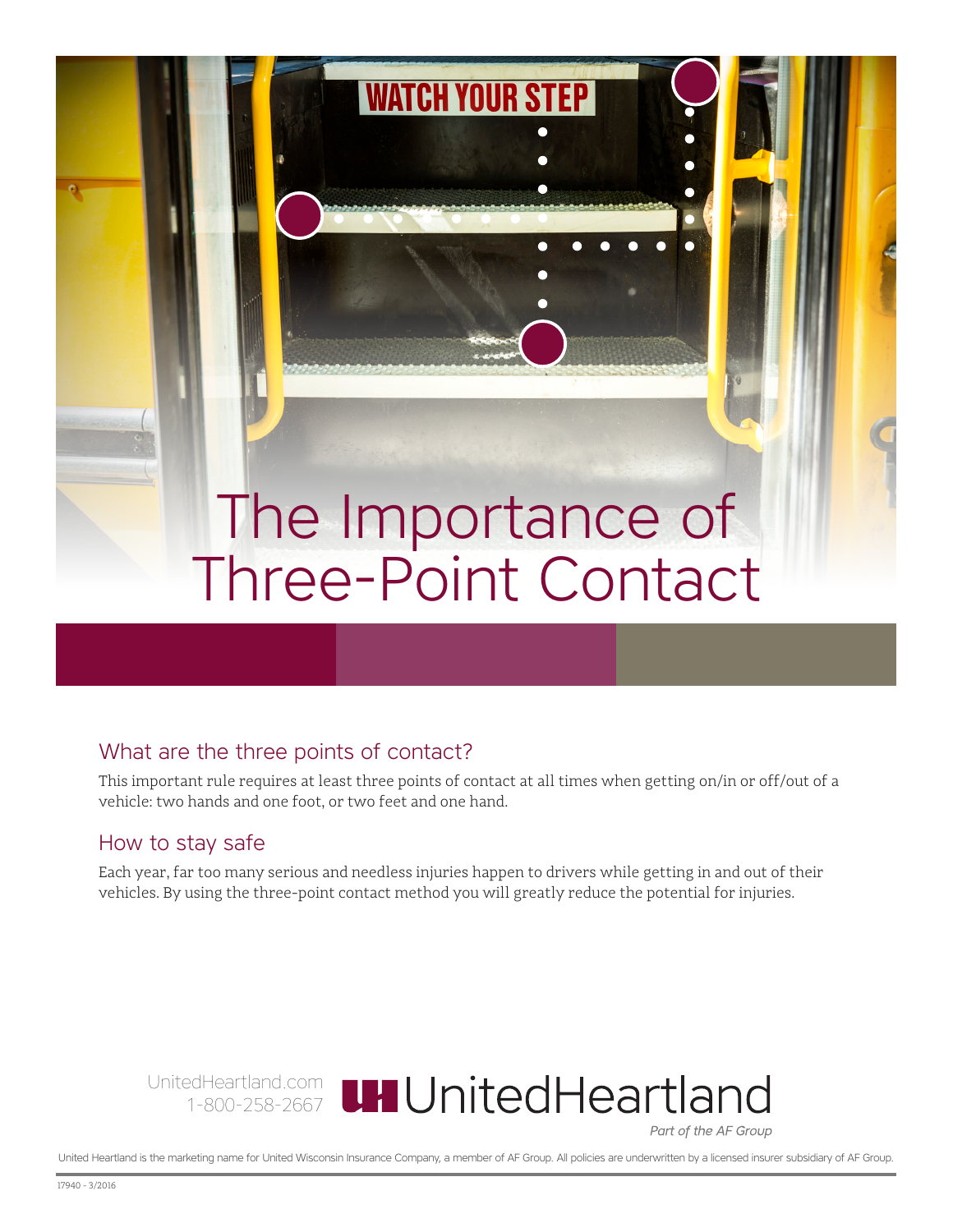# The Importance of Three-Point Contact

## What are the three points of contact?

This important rule requires at least three points of contact at all times when getting on/in or off/out of a vehicle: two hands and one foot, or two feet and one hand.

## How to stay safe

Each year, far too many serious and needless injuries happen to drivers while getting in and out of their vehicles. By using the three-point contact method you will greatly reduce the potential for injuries.

UnitedHeartland.com
1-800-258-2667

UnitedHeartland
*Part of the AF Group*

United Heartland is the marketing name for United Wisconsin Insurance Company, a member of AF Group. All policies are underwritten by a licensed insurer subsidiary of AF Group.

17940 - 3/2016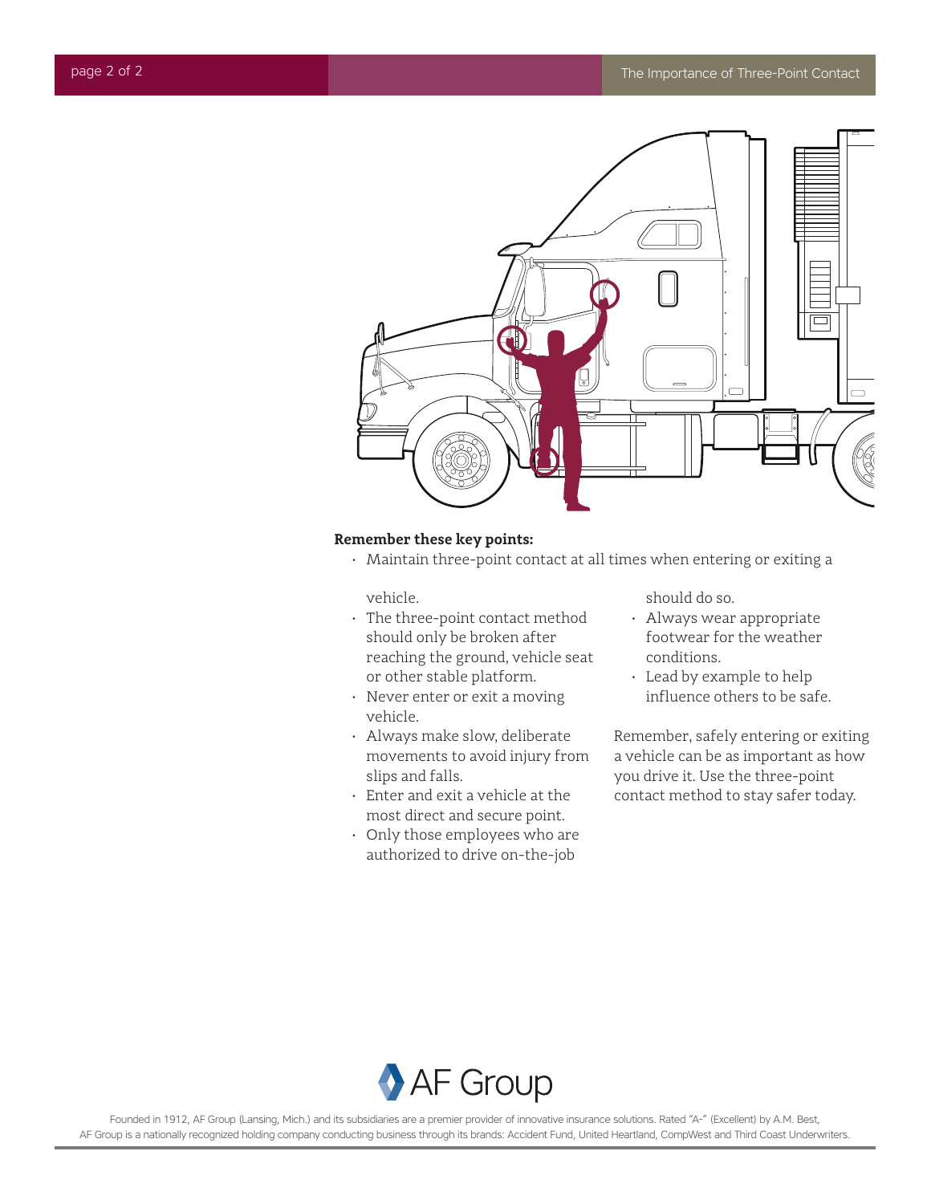**Remember these key points:**

- Maintain three-point contact at all times when entering or exiting a vehicle.
- The three-point contact method should only be broken after reaching the ground, vehicle seat or other stable platform.
- Never enter or exit a moving vehicle.
- Always make slow, deliberate movements to avoid injury from slips and falls.
- Enter and exit a vehicle at the most direct and secure point.
- Only those employees who are authorized to drive on-the-job should do so.
- Always wear appropriate footwear for the weather conditions.
- Lead by example to help influence others to be safe.

Remember, safely entering or exiting a vehicle can be as important as how you drive it. Use the three-point contact method to stay safer today.

AF Group

Founded in 1912, AF Group (Lansing, Mich.) and its subsidiaries are a premier provider of innovative insurance solutions. Rated "A-" (Excellent) by A.M. Best, AF Group is a nationally recognized holding company conducting business through its brands: Accident Fund, United Heartland, CompWest and Third Coast Underwriters.